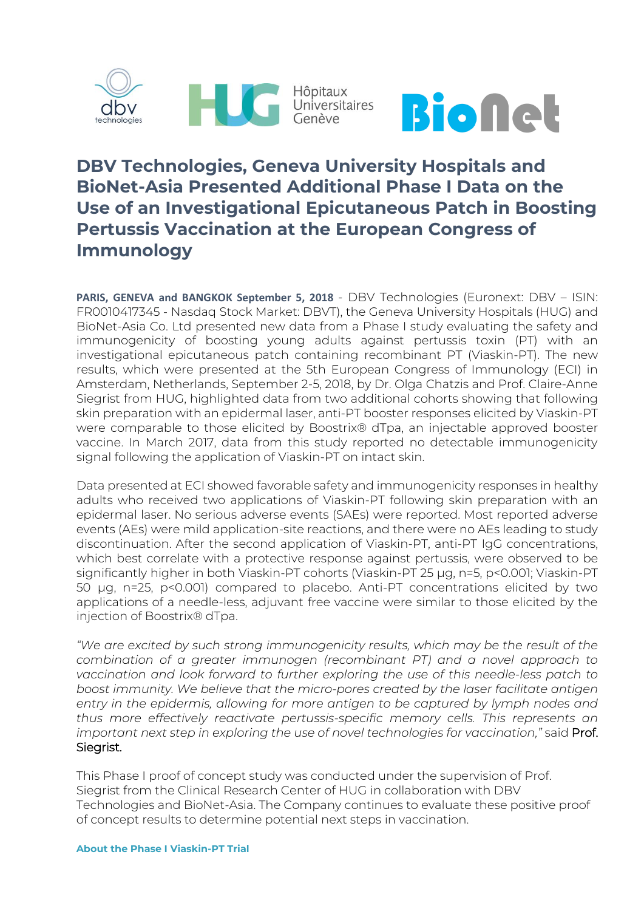# DBV Technologies, Geneva University Hospitals and BioNet-Asia Presented Additional Phase I Data on the Use of an Investigational Epicutaneous Patch in Boosting Pertussis Vaccination at the European Congress of Immunology

**PARIS, GENEVA and BANGKOK September 5, 2018** - DBV Technologies (Euronext: DBV – ISIN: FR0010417345 - Nasdaq Stock Market: DBVT), the Geneva University Hospitals (HUG) and BioNet-Asia Co. Ltd presented new data from a Phase I study evaluating the safety and immunogenicity of boosting young adults against pertussis toxin (PT) with an investigational epicutaneous patch containing recombinant PT (Viaskin-PT). The new results, which were presented at the 5th European Congress of Immunology (ECI) in Amsterdam, Netherlands, September 2-5, 2018, by Dr. Olga Chatzis and Prof. Claire-Anne Siegrist from HUG, highlighted data from two additional cohorts showing that following skin preparation with an epidermal laser, anti-PT booster responses elicited by Viaskin-PT were comparable to those elicited by Boostrix® dTpa, an injectable approved booster vaccine. In March 2017, data from this study reported no detectable immunogenicity signal following the application of Viaskin-PT on intact skin.

Data presented at ECI showed favorable safety and immunogenicity responses in healthy adults who received two applications of Viaskin-PT following skin preparation with an epidermal laser. No serious adverse events (SAEs) were reported. Most reported adverse events (AEs) were mild application-site reactions, and there were no AEs leading to study discontinuation. After the second application of Viaskin-PT, anti-PT IgG concentrations, which best correlate with a protective response against pertussis, were observed to be significantly higher in both Viaskin-PT cohorts (Viaskin-PT 25 µg, n=5, $p<0.001$; Viaskin-PT 50 µg, n=25, $p<0.001$) compared to placebo. Anti-PT concentrations elicited by two applications of a needle-less, adjuvant free vaccine were similar to those elicited by the injection of Boostrix® dTpa.

*"We are excited by such strong immunogenicity results, which may be the result of the combination of a greater immunogen (recombinant PT) and a novel approach to vaccination and look forward to further exploring the use of this needle-less patch to boost immunity. We believe that the micro-pores created by the laser facilitate antigen entry in the epidermis, allowing for more antigen to be captured by lymph nodes and thus more effectively reactivate pertussis-specific memory cells. This represents an important next step in exploring the use of novel technologies for vaccination,"* said Prof. Siegrist.

This Phase I proof of concept study was conducted under the supervision of Prof. Siegrist from the Clinical Research Center of HUG in collaboration with DBV Technologies and BioNet-Asia. The Company continues to evaluate these positive proof of concept results to determine potential next steps in vaccination.

**About the Phase I Viaskin-PT Trial**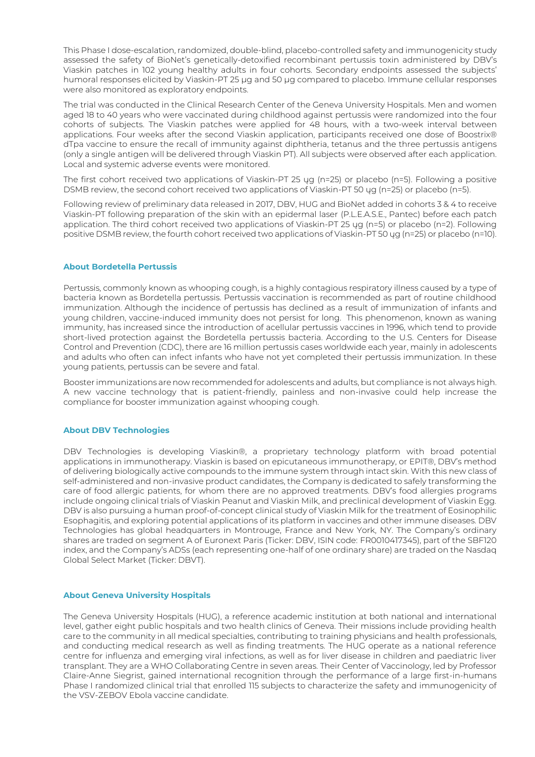This Phase I dose-escalation, randomized, double-blind, placebo-controlled safety and immunogenicity study assessed the safety of BioNet's genetically-detoxified recombinant pertussis toxin administered by DBV's Viaskin patches in 102 young healthy adults in four cohorts. Secondary endpoints assessed the subjects' humoral responses elicited by Viaskin-PT 25 µg and 50 µg compared to placebo. Immune cellular responses were also monitored as exploratory endpoints.

The trial was conducted in the Clinical Research Center of the Geneva University Hospitals. Men and women aged 18 to 40 years who were vaccinated during childhood against pertussis were randomized into the four cohorts of subjects. The Viaskin patches were applied for 48 hours, with a two-week interval between applications. Four weeks after the second Viaskin application, participants received one dose of Boostrix® dTpa vaccine to ensure the recall of immunity against diphtheria, tetanus and the three pertussis antigens (only a single antigen will be delivered through Viaskin PT). All subjects were observed after each application. Local and systemic adverse events were monitored.

The first cohort received two applications of Viaskin-PT 25 ɥg (n=25) or placebo (n=5). Following a positive DSMB review, the second cohort received two applications of Viaskin-PT 50 ɥg (n=25) or placebo (n=5).

Following review of preliminary data released in 2017, DBV, HUG and BioNet added in cohorts 3 & 4 to receive Viaskin-PT following preparation of the skin with an epidermal laser (P.L.E.A.S.E., Pantec) before each patch application. The third cohort received two applications of Viaskin-PT 25 ɥg (n=5) or placebo (n=2). Following positive DSMB review, the fourth cohort received two applications of Viaskin-PT 50 ɥg (n=25) or placebo (n=10).

## About Bordetella Pertussis

Pertussis, commonly known as whooping cough, is a highly contagious respiratory illness caused by a type of bacteria known as Bordetella pertussis. Pertussis vaccination is recommended as part of routine childhood immunization. Although the incidence of pertussis has declined as a result of immunization of infants and young children, vaccine-induced immunity does not persist for long. This phenomenon, known as waning immunity, has increased since the introduction of acellular pertussis vaccines in 1996, which tend to provide short-lived protection against the Bordetella pertussis bacteria. According to the U.S. Centers for Disease Control and Prevention (CDC), there are 16 million pertussis cases worldwide each year, mainly in adolescents and adults who often can infect infants who have not yet completed their pertussis immunization. In these young patients, pertussis can be severe and fatal.

Booster immunizations are now recommended for adolescents and adults, but compliance is not always high. A new vaccine technology that is patient-friendly, painless and non-invasive could help increase the compliance for booster immunization against whooping cough.

## About DBV Technologies

DBV Technologies is developing Viaskin®, a proprietary technology platform with broad potential applications in immunotherapy. Viaskin is based on epicutaneous immunotherapy, or EPIT®, DBV's method of delivering biologically active compounds to the immune system through intact skin. With this new class of self-administered and non-invasive product candidates, the Company is dedicated to safely transforming the care of food allergic patients, for whom there are no approved treatments. DBV's food allergies programs include ongoing clinical trials of Viaskin Peanut and Viaskin Milk, and preclinical development of Viaskin Egg. DBV is also pursuing a human proof-of-concept clinical study of Viaskin Milk for the treatment of Eosinophilic Esophagitis, and exploring potential applications of its platform in vaccines and other immune diseases. DBV Technologies has global headquarters in Montrouge, France and New York, NY. The Company's ordinary shares are traded on segment A of Euronext Paris (Ticker: DBV, ISIN code: FR0010417345), part of the SBF120 index, and the Company's ADSs (each representing one-half of one ordinary share) are traded on the Nasdaq Global Select Market (Ticker: DBVT).

## About Geneva University Hospitals

The Geneva University Hospitals (HUG), a reference academic institution at both national and international level, gather eight public hospitals and two health clinics of Geneva. Their missions include providing health care to the community in all medical specialties, contributing to training physicians and health professionals, and conducting medical research as well as finding treatments. The HUG operate as a national reference centre for influenza and emerging viral infections, as well as for liver disease in children and paediatric liver transplant. They are a WHO Collaborating Centre in seven areas. Their Center of Vaccinology, led by Professor Claire-Anne Siegrist, gained international recognition through the performance of a large first-in-humans Phase I randomized clinical trial that enrolled 115 subjects to characterize the safety and immunogenicity of the VSV-ZEBOV Ebola vaccine candidate.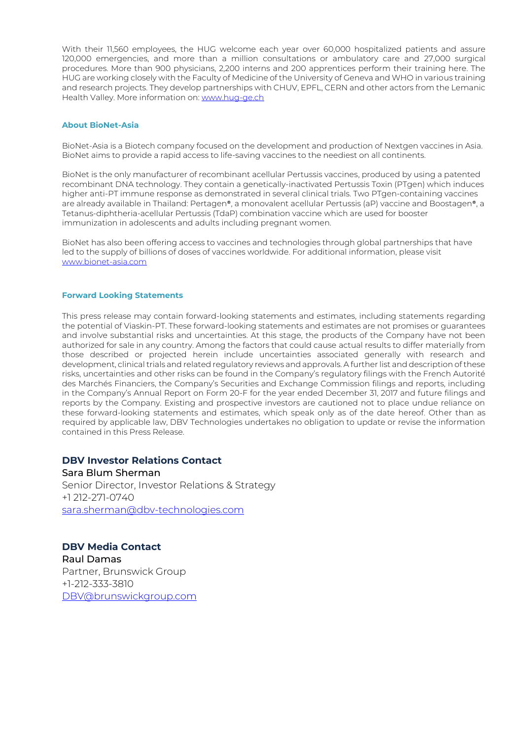With their 11,560 employees, the HUG welcome each year over 60,000 hospitalized patients and assure 120,000 emergencies, and more than a million consultations or ambulatory care and 27,000 surgical procedures. More than 900 physicians, 2,200 interns and 200 apprentices perform their training here. The HUG are working closely with the Faculty of Medicine of the University of Geneva and WHO in various training and research projects. They develop partnerships with CHUV, EPFL, CERN and other actors from the Lemanic Health Valley. More information on: www.hug-ge.ch

### About BioNet-Asia

BioNet-Asia is a Biotech company focused on the development and production of Nextgen vaccines in Asia. BioNet aims to provide a rapid access to life-saving vaccines to the neediest on all continents.

BioNet is the only manufacturer of recombinant acellular Pertussis vaccines, produced by using a patented recombinant DNA technology. They contain a genetically-inactivated Pertussis Toxin (PTgen) which induces higher anti-PT immune response as demonstrated in several clinical trials. Two PTgen-containing vaccines are already available in Thailand: Pertagen®, a monovalent acellular Pertussis (aP) vaccine and Boostagen®, a Tetanus-diphtheria-acellular Pertussis (TdaP) combination vaccine which are used for booster immunization in adolescents and adults including pregnant women.

BioNet has also been offering access to vaccines and technologies through global partnerships that have led to the supply of billions of doses of vaccines worldwide. For additional information, please visit www.bionet-asia.com

### Forward Looking Statements

This press release may contain forward-looking statements and estimates, including statements regarding the potential of Viaskin-PT. These forward-looking statements and estimates are not promises or guarantees and involve substantial risks and uncertainties. At this stage, the products of the Company have not been authorized for sale in any country. Among the factors that could cause actual results to differ materially from those described or projected herein include uncertainties associated generally with research and development, clinical trials and related regulatory reviews and approvals. A further list and description of these risks, uncertainties and other risks can be found in the Company's regulatory filings with the French Autorité des Marchés Financiers, the Company's Securities and Exchange Commission filings and reports, including in the Company's Annual Report on Form 20-F for the year ended December 31, 2017 and future filings and reports by the Company. Existing and prospective investors are cautioned not to place undue reliance on these forward-looking statements and estimates, which speak only as of the date hereof. Other than as required by applicable law, DBV Technologies undertakes no obligation to update or revise the information contained in this Press Release.

**DBV Investor Relations Contact**
Sara Blum Sherman
Senior Director, Investor Relations & Strategy
+1 212-271-0740
sara.sherman@dbv-technologies.com

**DBV Media Contact**
Raul Damas
Partner, Brunswick Group
+1-212-333-3810
DBV@brunswickgroup.com